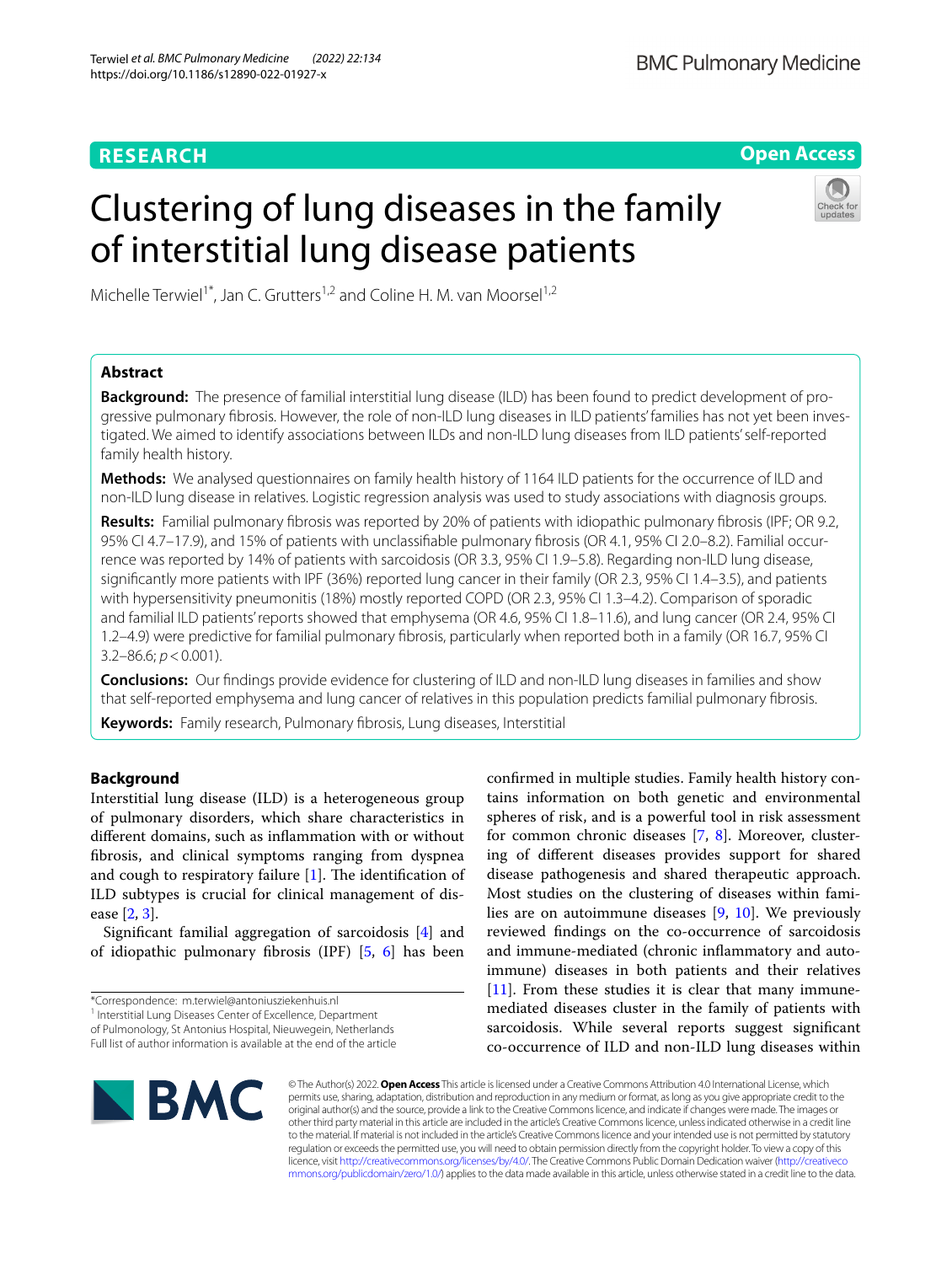RESEARCH

Open Access

# Clustering of lung diseases in the family of interstitial lung disease patients

Michelle Terwiel[1*], Jan C. Grutters[1,2] and Coline H. M. van Moorsel[1,2]

## Abstract

**Background:** The presence of familial interstitial lung disease (ILD) has been found to predict development of progressive pulmonary fibrosis. However, the role of non-ILD lung diseases in ILD patients' families has not yet been investigated. We aimed to identify associations between ILDs and non-ILD lung diseases from ILD patients' self-reported family health history.

**Methods:** We analysed questionnaires on family health history of 1164 ILD patients for the occurrence of ILD and non-ILD lung disease in relatives. Logistic regression analysis was used to study associations with diagnosis groups.

**Results:** Familial pulmonary fibrosis was reported by 20% of patients with idiopathic pulmonary fibrosis (IPF; OR 9.2, 95% CI 4.7–17.9), and 15% of patients with unclassifiable pulmonary fibrosis (OR 4.1, 95% CI 2.0–8.2). Familial occurrence was reported by 14% of patients with sarcoidosis (OR 3.3, 95% CI 1.9–5.8). Regarding non-ILD lung disease, significantly more patients with IPF (36%) reported lung cancer in their family (OR 2.3, 95% CI 1.4–3.5), and patients with hypersensitivity pneumonitis (18%) mostly reported COPD (OR 2.3, 95% CI 1.3–4.2). Comparison of sporadic and familial ILD patients' reports showed that emphysema (OR 4.6, 95% CI 1.8–11.6), and lung cancer (OR 2.4, 95% CI 1.2–4.9) were predictive for familial pulmonary fibrosis, particularly when reported both in a family (OR 16.7, 95% CI 3.2–86.6; $p < 0.001$).

**Conclusions:** Our findings provide evidence for clustering of ILD and non-ILD lung diseases in families and show that self-reported emphysema and lung cancer of relatives in this population predicts familial pulmonary fibrosis.

**Keywords:** Family research, Pulmonary fibrosis, Lung diseases, Interstitial

## Background

Interstitial lung disease (ILD) is a heterogeneous group of pulmonary disorders, which share characteristics in different domains, such as inflammation with or without fibrosis, and clinical symptoms ranging from dyspnea and cough to respiratory failure [1]. The identification of ILD subtypes is crucial for clinical management of disease [2, 3].

Significant familial aggregation of sarcoidosis [4] and of idiopathic pulmonary fibrosis (IPF) [5, 6] has been confirmed in multiple studies. Family health history contains information on both genetic and environmental spheres of risk, and is a powerful tool in risk assessment for common chronic diseases [7, 8]. Moreover, clustering of different diseases provides support for shared disease pathogenesis and shared therapeutic approach. Most studies on the clustering of diseases within families are on autoimmune diseases [9, 10]. We previously reviewed findings on the co-occurrence of sarcoidosis and immune-mediated (chronic inflammatory and autoimmune) diseases in both patients and their relatives [11]. From these studies it is clear that many immune-mediated diseases cluster in the family of patients with sarcoidosis. While several reports suggest significant co-occurrence of ILD and non-ILD lung diseases within

*Correspondence: m.terwiel@antoniusziekenhuis.nl
[1] Interstitial Lung Diseases Center of Excellence, Department of Pulmonology, St Antonius Hospital, Nieuwegein, Netherlands
Full list of author information is available at the end of the article

© The Author(s) 2022. **Open Access** This article is licensed under a Creative Commons Attribution 4.0 International License, which permits use, sharing, adaptation, distribution and reproduction in any medium or format, as long as you give appropriate credit to the original author(s) and the source, provide a link to the Creative Commons licence, and indicate if changes were made. The images or other third party material in this article are included in the article's Creative Commons licence, unless indicated otherwise in a credit line to the material. If material is not included in the article's Creative Commons licence and your intended use is not permitted by statutory regulation or exceeds the permitted use, you will need to obtain permission directly from the copyright holder. To view a copy of this licence, visit http://creativecommons.org/licenses/by/4.0/. The Creative Commons Public Domain Dedication waiver (http://creativecommons.org/publicdomain/zero/1.0/) applies to the data made available in this article, unless otherwise stated in a credit line to the data.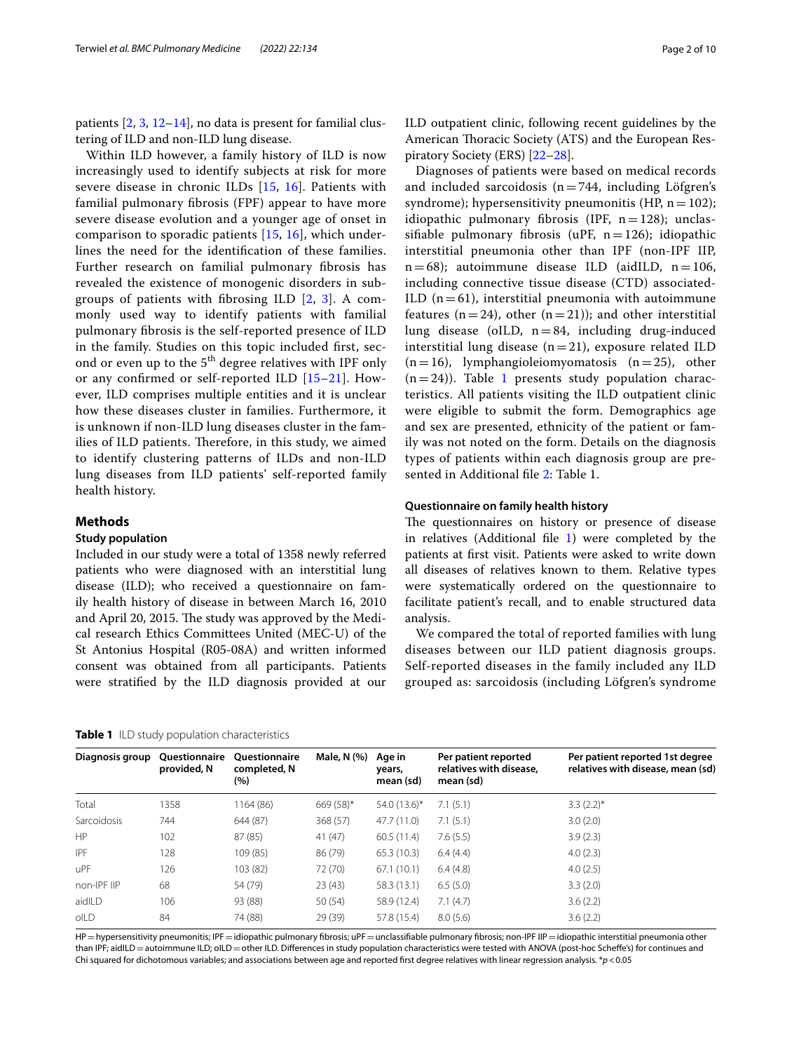patients [2, 3, 12–14], no data is present for familial clustering of ILD and non-ILD lung disease.

Within ILD however, a family history of ILD is now increasingly used to identify subjects at risk for more severe disease in chronic ILDs [15, 16]. Patients with familial pulmonary fibrosis (FPF) appear to have more severe disease evolution and a younger age of onset in comparison to sporadic patients [15, 16], which underlines the need for the identification of these families. Further research on familial pulmonary fibrosis has revealed the existence of monogenic disorders in subgroups of patients with fibrosing ILD [2, 3]. A commonly used way to identify patients with familial pulmonary fibrosis is the self-reported presence of ILD in the family. Studies on this topic included first, second or even up to the 5th degree relatives with IPF only or any confirmed or self-reported ILD [15–21]. However, ILD comprises multiple entities and it is unclear how these diseases cluster in families. Furthermore, it is unknown if non-ILD lung diseases cluster in the families of ILD patients. Therefore, in this study, we aimed to identify clustering patterns of ILDs and non-ILD lung diseases from ILD patients' self-reported family health history.

## Methods

### Study population

Included in our study were a total of 1358 newly referred patients who were diagnosed with an interstitial lung disease (ILD); who received a questionnaire on family health history of disease in between March 16, 2010 and April 20, 2015. The study was approved by the Medical research Ethics Committees United (MEC-U) of the St Antonius Hospital (R05-08A) and written informed consent was obtained from all participants. Patients were stratified by the ILD diagnosis provided at our ILD outpatient clinic, following recent guidelines by the American Thoracic Society (ATS) and the European Respiratory Society (ERS) [22–28].

Diagnoses of patients were based on medical records and included sarcoidosis (n = 744, including Löfgren's syndrome); hypersensitivity pneumonitis (HP, n = 102); idiopathic pulmonary fibrosis (IPF, n = 128); unclassifiable pulmonary fibrosis (uPF, n = 126); idiopathic interstitial pneumonia other than IPF (non-IPF IIP, n = 68); autoimmune disease ILD (aidILD, n = 106, including connective tissue disease (CTD) associated-ILD (n = 61), interstitial pneumonia with autoimmune features (n = 24), other (n = 21)); and other interstitial lung disease (oILD, n = 84, including drug-induced interstitial lung disease (n = 21), exposure related ILD (n = 16), lymphangioleiomyomatosis (n = 25), other (n = 24)). Table 1 presents study population characteristics. All patients visiting the ILD outpatient clinic were eligible to submit the form. Demographics age and sex are presented, ethnicity of the patient or family was not noted on the form. Details on the diagnosis types of patients within each diagnosis group are presented in Additional file 2: Table 1.

### Questionnaire on family health history

The questionnaires on history or presence of disease in relatives (Additional file 1) were completed by the patients at first visit. Patients were asked to write down all diseases of relatives known to them. Relative types were systematically ordered on the questionnaire to facilitate patient's recall, and to enable structured data analysis.

We compared the total of reported families with lung diseases between our ILD patient diagnosis groups. Self-reported diseases in the family included any ILD grouped as: sarcoidosis (including Löfgren's syndrome

**Table 1** ILD study population characteristics

| Diagnosis group | Questionnaire provided, N | Questionnaire completed, N (%) | Male, N (%) | Age in years, mean (sd) | Per patient reported relatives with disease, mean (sd) | Per patient reported 1st degree relatives with disease, mean (sd) |
|---|---|---|---|---|---|---|
| Total | 1358 | 1164 (86) | 669 (58)* | 54.0 (13.6)* | 7.1 (5.1) | 3.3 (2.2)* |
| Sarcoidosis | 744 | 644 (87) | 368 (57) | 47.7 (11.0) | 7.1 (5.1) | 3.0 (2.0) |
| HP | 102 | 87 (85) | 41 (47) | 60.5 (11.4) | 7.6 (5.5) | 3.9 (2.3) |
| IPF | 128 | 109 (85) | 86 (79) | 65.3 (10.3) | 6.4 (4.4) | 4.0 (2.3) |
| uPF | 126 | 103 (82) | 72 (70) | 67.1 (10.1) | 6.4 (4.8) | 4.0 (2.5) |
| non-IPF IIP | 68 | 54 (79) | 23 (43) | 58.3 (13.1) | 6.5 (5.0) | 3.3 (2.0) |
| aidILD | 106 | 93 (88) | 50 (54) | 58.9 (12.4) | 7.1 (4.7) | 3.6 (2.2) |
| oILD | 84 | 74 (88) | 29 (39) | 57.8 (15.4) | 8.0 (5.6) | 3.6 (2.2) |

HP = hypersensitivity pneumonitis; IPF = idiopathic pulmonary fibrosis; uPF = unclassifiable pulmonary fibrosis; non-IPF IIP = idiopathic interstitial pneumonia other than IPF; aidILD = autoimmune ILD; oILD = other ILD. Differences in study population characteristics were tested with ANOVA (post-hoc Scheffe's) for continues and Chi squared for dichotomous variables; and associations between age and reported first degree relatives with linear regression analysis. *$p < 0.05$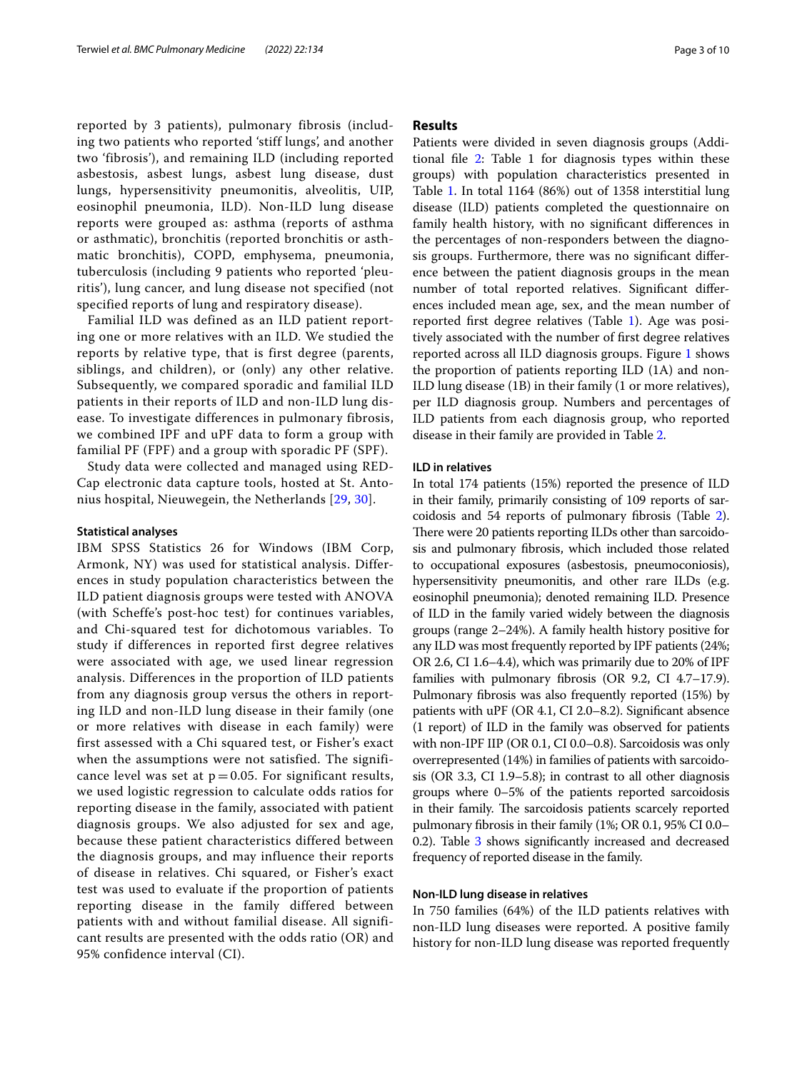reported by 3 patients), pulmonary fibrosis (including two patients who reported 'stiff lungs', and another two 'fibrosis'), and remaining ILD (including reported asbestosis, asbest lungs, asbest lung disease, dust lungs, hypersensitivity pneumonitis, alveolitis, UIP, eosinophil pneumonia, ILD). Non-ILD lung disease reports were grouped as: asthma (reports of asthma or asthmatic), bronchitis (reported bronchitis or asthmatic bronchitis), COPD, emphysema, pneumonia, tuberculosis (including 9 patients who reported 'pleuritis'), lung cancer, and lung disease not specified (not specified reports of lung and respiratory disease).

Familial ILD was defined as an ILD patient reporting one or more relatives with an ILD. We studied the reports by relative type, that is first degree (parents, siblings, and children), or (only) any other relative. Subsequently, we compared sporadic and familial ILD patients in their reports of ILD and non-ILD lung disease. To investigate differences in pulmonary fibrosis, we combined IPF and uPF data to form a group with familial PF (FPF) and a group with sporadic PF (SPF).

Study data were collected and managed using REDCap electronic data capture tools, hosted at St. Antonius hospital, Nieuwegein, the Netherlands [29, 30].

### Statistical analyses

IBM SPSS Statistics 26 for Windows (IBM Corp, Armonk, NY) was used for statistical analysis. Differences in study population characteristics between the ILD patient diagnosis groups were tested with ANOVA (with Scheffe's post-hoc test) for continues variables, and Chi-squared test for dichotomous variables. To study if differences in reported first degree relatives were associated with age, we used linear regression analysis. Differences in the proportion of ILD patients from any diagnosis group versus the others in reporting ILD and non-ILD lung disease in their family (one or more relatives with disease in each family) were first assessed with a Chi squared test, or Fisher's exact when the assumptions were not satisfied. The significance level was set at $p = 0.05$. For significant results, we used logistic regression to calculate odds ratios for reporting disease in the family, associated with patient diagnosis groups. We also adjusted for sex and age, because these patient characteristics differed between the diagnosis groups, and may influence their reports of disease in relatives. Chi squared, or Fisher's exact test was used to evaluate if the proportion of patients reporting disease in the family differed between patients with and without familial disease. All significant results are presented with the odds ratio (OR) and 95% confidence interval (CI).

## Results

Patients were divided in seven diagnosis groups (Additional file 2: Table 1 for diagnosis types within these groups) with population characteristics presented in Table 1. In total 1164 (86%) out of 1358 interstitial lung disease (ILD) patients completed the questionnaire on family health history, with no significant differences in the percentages of non-responders between the diagnosis groups. Furthermore, there was no significant difference between the patient diagnosis groups in the mean number of total reported relatives. Significant differences included mean age, sex, and the mean number of reported first degree relatives (Table 1). Age was positively associated with the number of first degree relatives reported across all ILD diagnosis groups. Figure 1 shows the proportion of patients reporting ILD (1A) and non-ILD lung disease (1B) in their family (1 or more relatives), per ILD diagnosis group. Numbers and percentages of ILD patients from each diagnosis group, who reported disease in their family are provided in Table 2.

### ILD in relatives

In total 174 patients (15%) reported the presence of ILD in their family, primarily consisting of 109 reports of sarcoidosis and 54 reports of pulmonary fibrosis (Table 2). There were 20 patients reporting ILDs other than sarcoidosis and pulmonary fibrosis, which included those related to occupational exposures (asbestosis, pneumoconiosis), hypersensitivity pneumonitis, and other rare ILDs (e.g. eosinophil pneumonia); denoted remaining ILD. Presence of ILD in the family varied widely between the diagnosis groups (range 2–24%). A family health history positive for any ILD was most frequently reported by IPF patients (24%; OR 2.6, CI 1.6–4.4), which was primarily due to 20% of IPF families with pulmonary fibrosis (OR 9.2, CI 4.7–17.9). Pulmonary fibrosis was also frequently reported (15%) by patients with uPF (OR 4.1, CI 2.0–8.2). Significant absence (1 report) of ILD in the family was observed for patients with non-IPF IIP (OR 0.1, CI 0.0–0.8). Sarcoidosis was only overrepresented (14%) in families of patients with sarcoidosis (OR 3.3, CI 1.9–5.8); in contrast to all other diagnosis groups where 0–5% of the patients reported sarcoidosis in their family. The sarcoidosis patients scarcely reported pulmonary fibrosis in their family (1%; OR 0.1, 95% CI 0.0–0.2). Table 3 shows significantly increased and decreased frequency of reported disease in the family.

### Non-ILD lung disease in relatives

In 750 families (64%) of the ILD patients relatives with non-ILD lung diseases were reported. A positive family history for non-ILD lung disease was reported frequently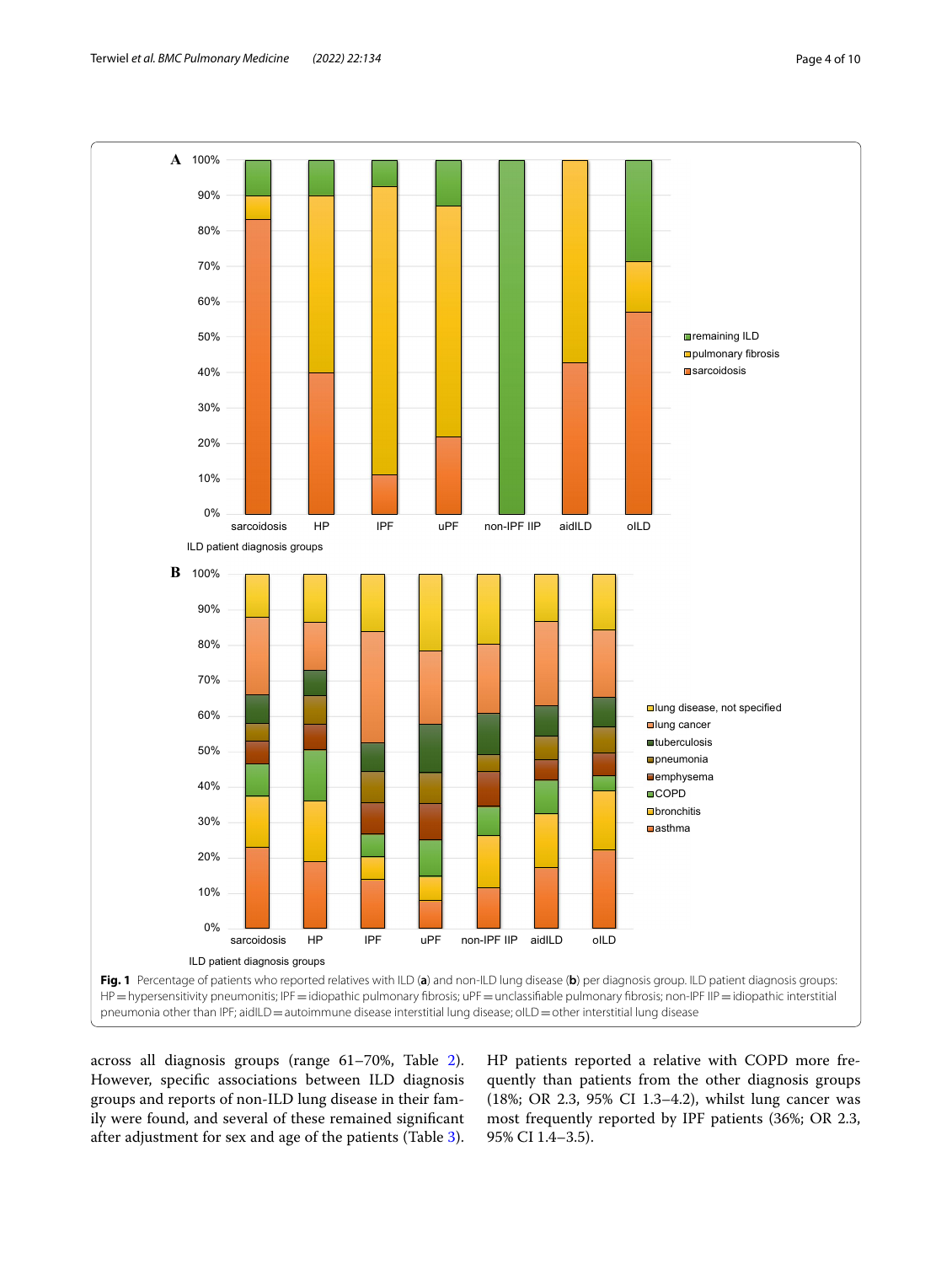Fig. 1 Percentage of patients who reported relatives with ILD (**a**) and non-ILD lung disease (**b**) per diagnosis group. ILD patient diagnosis groups: HP = hypersensitivity pneumonitis; IPF = idiopathic pulmonary fibrosis; uPF = unclassifiable pulmonary fibrosis; non-IPF IIP = idiopathic interstitial pneumonia other than IPF; aidILD = autoimmune disease interstitial lung disease; oILD = other interstitial lung disease

across all diagnosis groups (range 61–70%, Table 2). However, specific associations between ILD diagnosis groups and reports of non-ILD lung disease in their family were found, and several of these remained significant after adjustment for sex and age of the patients (Table 3). HP patients reported a relative with COPD more frequently than patients from the other diagnosis groups (18%; OR 2.3, 95% CI 1.3–4.2), whilst lung cancer was most frequently reported by IPF patients (36%; OR 2.3, 95% CI 1.4–3.5).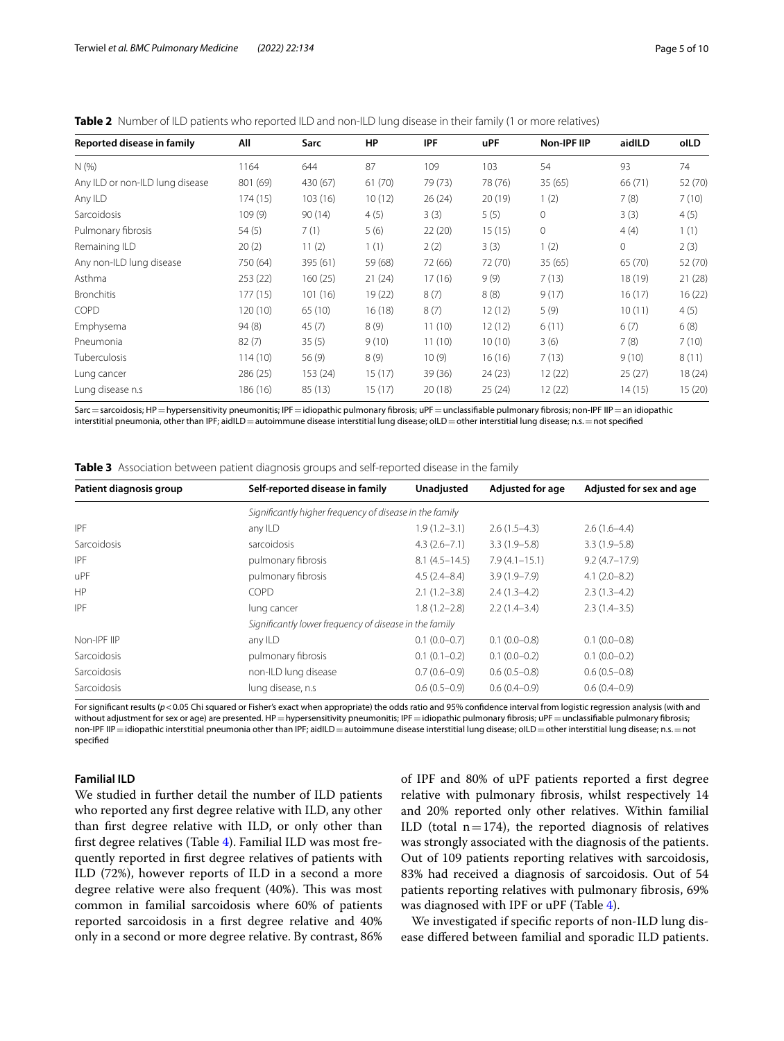**Table 2** Number of ILD patients who reported ILD and non-ILD lung disease in their family (1 or more relatives)

| Reported disease in family | All | Sarc | HP | IPF | uPF | Non-IPF IIP | aidILD | oILD |
|---|---|---|---|---|---|---|---|---|
| N (%) | 1164 | 644 | 87 | 109 | 103 | 54 | 93 | 74 |
| Any ILD or non-ILD lung disease | 801 (69) | 430 (67) | 61 (70) | 79 (73) | 78 (76) | 35 (65) | 66 (71) | 52 (70) |
| Any ILD | 174 (15) | 103 (16) | 10 (12) | 26 (24) | 20 (19) | 1 (2) | 7 (8) | 7 (10) |
| Sarcoidosis | 109 (9) | 90 (14) | 4 (5) | 3 (3) | 5 (5) | 0 | 3 (3) | 4 (5) |
| Pulmonary fibrosis | 54 (5) | 7 (1) | 5 (6) | 22 (20) | 15 (15) | 0 | 4 (4) | 1 (1) |
| Remaining ILD | 20 (2) | 11 (2) | 1 (1) | 2 (2) | 3 (3) | 1 (2) | 0 | 2 (3) |
| Any non-ILD lung disease | 750 (64) | 395 (61) | 59 (68) | 72 (66) | 72 (70) | 35 (65) | 65 (70) | 52 (70) |
| Asthma | 253 (22) | 160 (25) | 21 (24) | 17 (16) | 9 (9) | 7 (13) | 18 (19) | 21 (28) |
| Bronchitis | 177 (15) | 101 (16) | 19 (22) | 8 (7) | 8 (8) | 9 (17) | 16 (17) | 16 (22) |
| COPD | 120 (10) | 65 (10) | 16 (18) | 8 (7) | 12 (12) | 5 (9) | 10 (11) | 4 (5) |
| Emphysema | 94 (8) | 45 (7) | 8 (9) | 11 (10) | 12 (12) | 6 (11) | 6 (7) | 6 (8) |
| Pneumonia | 82 (7) | 35 (5) | 9 (10) | 11 (10) | 10 (10) | 3 (6) | 7 (8) | 7 (10) |
| Tuberculosis | 114 (10) | 56 (9) | 8 (9) | 10 (9) | 16 (16) | 7 (13) | 9 (10) | 8 (11) |
| Lung cancer | 286 (25) | 153 (24) | 15 (17) | 39 (36) | 24 (23) | 12 (22) | 25 (27) | 18 (24) |
| Lung disease n.s | 186 (16) | 85 (13) | 15 (17) | 20 (18) | 25 (24) | 12 (22) | 14 (15) | 15 (20) |

Sarc = sarcoidosis; HP = hypersensitivity pneumonitis; IPF = idiopathic pulmonary fibrosis; uPF = unclassifiable pulmonary fibrosis; non-IPF IIP = an idiopathic interstitial pneumonia, other than IPF; aidILD = autoimmune disease interstitial lung disease; oILD = other interstitial lung disease; n.s. = not specified

**Table 3** Association between patient diagnosis groups and self-reported disease in the family

| Patient diagnosis group | Self-reported disease in family | Unadjusted | Adjusted for age | Adjusted for sex and age |
|---|---|---|---|---|
| | *Significantly higher frequency of disease in the family* | | | |
| IPF | any ILD | 1.9 (1.2–3.1) | 2.6 (1.5–4.3) | 2.6 (1.6–4.4) |
| Sarcoidosis | sarcoidosis | 4.3 (2.6–7.1) | 3.3 (1.9–5.8) | 3.3 (1.9–5.8) |
| IPF | pulmonary fibrosis | 8.1 (4.5–14.5) | 7.9 (4.1–15.1) | 9.2 (4.7–17.9) |
| uPF | pulmonary fibrosis | 4.5 (2.4–8.4) | 3.9 (1.9–7.9) | 4.1 (2.0–8.2) |
| HP | COPD | 2.1 (1.2–3.8) | 2.4 (1.3–4.2) | 2.3 (1.3–4.2) |
| IPF | lung cancer | 1.8 (1.2–2.8) | 2.2 (1.4–3.4) | 2.3 (1.4–3.5) |
| | *Significantly lower frequency of disease in the family* | | | |
| Non-IPF IIP | any ILD | 0.1 (0.0–0.7) | 0.1 (0.0–0.8) | 0.1 (0.0–0.8) |
| Sarcoidosis | pulmonary fibrosis | 0.1 (0.1–0.2) | 0.1 (0.0–0.2) | 0.1 (0.0–0.2) |
| Sarcoidosis | non-ILD lung disease | 0.7 (0.6–0.9) | 0.6 (0.5–0.8) | 0.6 (0.5–0.8) |
| Sarcoidosis | lung disease, n.s | 0.6 (0.5–0.9) | 0.6 (0.4–0.9) | 0.6 (0.4–0.9) |

For significant results ($p < 0.05$ Chi squared or Fisher's exact when appropriate) the odds ratio and 95% confidence interval from logistic regression analysis (with and without adjustment for sex or age) are presented. HP = hypersensitivity pneumonitis; IPF = idiopathic pulmonary fibrosis; uPF = unclassifiable pulmonary fibrosis; non-IPF IIP = idiopathic interstitial pneumonia other than IPF; aidILD = autoimmune disease interstitial lung disease; oILD = other interstitial lung disease; n.s. = not specified

#### Familial ILD

We studied in further detail the number of ILD patients who reported any first degree relative with ILD, any other than first degree relative with ILD, or only other than first degree relatives (Table 4). Familial ILD was most frequently reported in first degree relatives of patients with ILD (72%), however reports of ILD in a second a more degree relative were also frequent (40%). This was most common in familial sarcoidosis where 60% of patients reported sarcoidosis in a first degree relative and 40% only in a second or more degree relative. By contrast, 86% of IPF and 80% of uPF patients reported a first degree relative with pulmonary fibrosis, whilst respectively 14 and 20% reported only other relatives. Within familial ILD (total n = 174), the reported diagnosis of relatives was strongly associated with the diagnosis of the patients. Out of 109 patients reporting relatives with sarcoidosis, 83% had received a diagnosis of sarcoidosis. Out of 54 patients reporting relatives with pulmonary fibrosis, 69% was diagnosed with IPF or uPF (Table 4).

We investigated if specific reports of non-ILD lung disease differed between familial and sporadic ILD patients.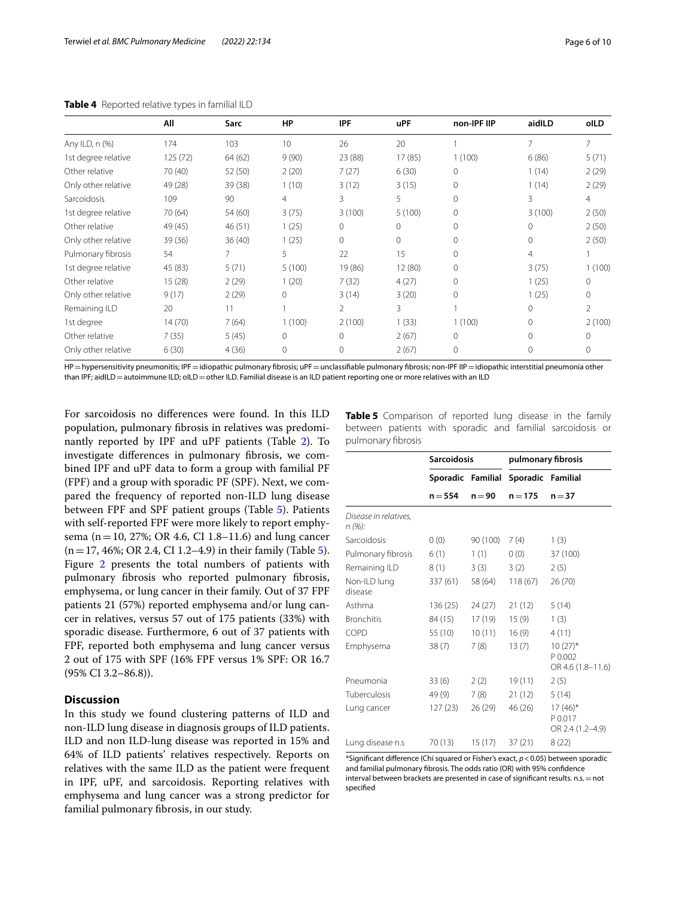**Table 4** Reported relative types in familial ILD

| | All | Sarc | HP | IPF | uPF | non-IPF IIP | aidILD | oILD |
|---|---|---|---|---|---|---|---|---|
| Any ILD, n (%) | 174 | 103 | 10 | 26 | 20 | 1 | 7 | 7 |
| 1st degree relative | 125 (72) | 64 (62) | 9 (90) | 23 (88) | 17 (85) | 1 (100) | 6 (86) | 5 (71) |
| Other relative | 70 (40) | 52 (50) | 2 (20) | 7 (27) | 6 (30) | 0 | 1 (14) | 2 (29) |
| Only other relative | 49 (28) | 39 (38) | 1 (10) | 3 (12) | 3 (15) | 0 | 1 (14) | 2 (29) |
| Sarcoidosis | 109 | 90 | 4 | 3 | 5 | 0 | 3 | 4 |
| 1st degree relative | 70 (64) | 54 (60) | 3 (75) | 3 (100) | 5 (100) | 0 | 3 (100) | 2 (50) |
| Other relative | 49 (45) | 46 (51) | 1 (25) | 0 | 0 | 0 | 0 | 2 (50) |
| Only other relative | 39 (36) | 36 (40) | 1 (25) | 0 | 0 | 0 | 0 | 2 (50) |
| Pulmonary fibrosis | 54 | 7 | 5 | 22 | 15 | 0 | 4 | 1 |
| 1st degree relative | 45 (83) | 5 (71) | 5 (100) | 19 (86) | 12 (80) | 0 | 3 (75) | 1 (100) |
| Other relative | 15 (28) | 2 (29) | 1 (20) | 7 (32) | 4 (27) | 0 | 1 (25) | 0 |
| Only other relative | 9 (17) | 2 (29) | 0 | 3 (14) | 3 (20) | 0 | 1 (25) | 0 |
| Remaining ILD | 20 | 11 | 1 | 2 | 3 | 1 | 0 | 2 |
| 1st degree | 14 (70) | 7 (64) | 1 (100) | 2 (100) | 1 (33) | 1 (100) | 0 | 2 (100) |
| Other relative | 7 (35) | 5 (45) | 0 | 0 | 2 (67) | 0 | 0 | 0 |
| Only other relative | 6 (30) | 4 (36) | 0 | 0 | 2 (67) | 0 | 0 | 0 |

HP = hypersensitivity pneumonitis; IPF = idiopathic pulmonary fibrosis; uPF = unclassifiable pulmonary fibrosis; non-IPF IIP = idiopathic interstitial pneumonia other than IPF; aidILD = autoimmune ILD; oILD = other ILD. Familial disease is an ILD patient reporting one or more relatives with an ILD

For sarcoidosis no differences were found. In this ILD population, pulmonary fibrosis in relatives was predominantly reported by IPF and uPF patients (Table 2). To investigate differences in pulmonary fibrosis, we combined IPF and uPF data to form a group with familial PF (FPF) and a group with sporadic PF (SPF). Next, we compared the frequency of reported non-ILD lung disease between FPF and SPF patient groups (Table 5). Patients with self-reported FPF were more likely to report emphysema (n = 10, 27%; OR 4.6, CI 1.8–11.6) and lung cancer (n = 17, 46%; OR 2.4, CI 1.2–4.9) in their family (Table 5). Figure 2 presents the total numbers of patients with pulmonary fibrosis who reported pulmonary fibrosis, emphysema, or lung cancer in their family. Out of 37 FPF patients 21 (57%) reported emphysema and/or lung cancer in relatives, versus 57 out of 175 patients (33%) with sporadic disease. Furthermore, 6 out of 37 patients with FPF, reported both emphysema and lung cancer versus 2 out of 175 with SPF (16% FPF versus 1% SPF: OR 16.7 (95% CI 3.2–86.8)).

**Table 5** Comparison of reported lung disease in the family between patients with sporadic and familial sarcoidosis or pulmonary fibrosis

| | Sarcoidosis | | pulmonary fibrosis | |
|---|---|---|---|---|
| | Sporadic | Familial | Sporadic | Familial |
| | n = 554 | n = 90 | n = 175 | n = 37 |
| *Disease in relatives, n (%):* | | | | |
| Sarcoidosis | 0 (0) | 90 (100) | 7 (4) | 1 (3) |
| Pulmonary fibrosis | 6 (1) | 1 (1) | 0 (0) | 37 (100) |
| Remaining ILD | 8 (1) | 3 (3) | 3 (2) | 2 (5) |
| Non-ILD lung disease | 337 (61) | 58 (64) | 118 (67) | 26 (70) |
| Asthma | 136 (25) | 24 (27) | 21 (12) | 5 (14) |
| Bronchitis | 84 (15) | 17 (19) | 15 (9) | 1 (3) |
| COPD | 55 (10) | 10 (11) | 16 (9) | 4 (11) |
| Emphysema | 38 (7) | 7 (8) | 13 (7) | 10 (27)* P 0.002 OR 4.6 (1.8–11.6) |
| Pneumonia | 33 (6) | 2 (2) | 19 (11) | 2 (5) |
| Tuberculosis | 49 (9) | 7 (8) | 21 (12) | 5 (14) |
| Lung cancer | 127 (23) | 26 (29) | 46 (26) | 17 (46)* P 0.017 OR 2.4 (1.2–4.9) |
| Lung disease n.s | 70 (13) | 15 (17) | 37 (21) | 8 (22) |

*Significant difference (Chi squared or Fisher's exact, $p < 0.05$) between sporadic and familial pulmonary fibrosis. The odds ratio (OR) with 95% confidence interval between brackets are presented in case of significant results. n.s. = not specified

## Discussion

In this study we found clustering patterns of ILD and non-ILD lung disease in diagnosis groups of ILD patients. ILD and non ILD-lung disease was reported in 15% and 64% of ILD patients' relatives respectively. Reports on relatives with the same ILD as the patient were frequent in IPF, uPF, and sarcoidosis. Reporting relatives with emphysema and lung cancer was a strong predictor for familial pulmonary fibrosis, in our study.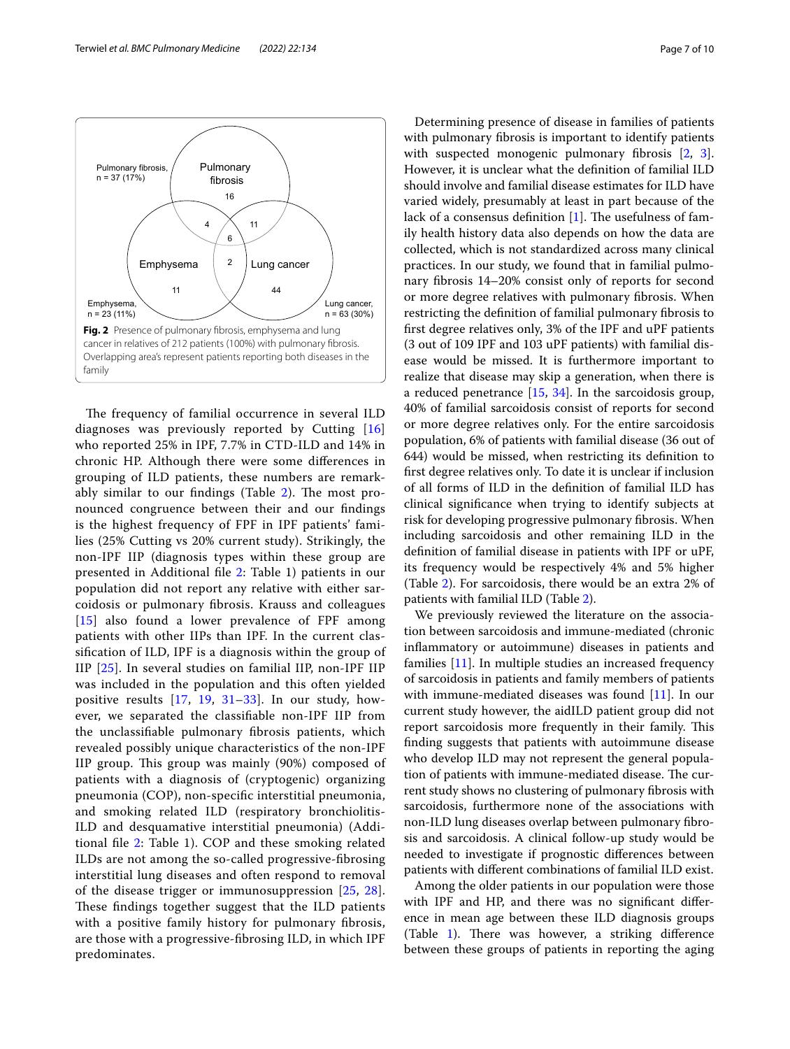Fig. 2 Presence of pulmonary fibrosis, emphysema and lung cancer in relatives of 212 patients (100%) with pulmonary fibrosis. Overlapping area's represent patients reporting both diseases in the family

The frequency of familial occurrence in several ILD diagnoses was previously reported by Cutting [16] who reported 25% in IPF, 7.7% in CTD-ILD and 14% in chronic HP. Although there were some differences in grouping of ILD patients, these numbers are remarkably similar to our findings (Table 2). The most pronounced congruence between their and our findings is the highest frequency of FPF in IPF patients' families (25% Cutting vs 20% current study). Strikingly, the non-IPF IIP (diagnosis types within these group are presented in Additional file 2: Table 1) patients in our population did not report any relative with either sarcoidosis or pulmonary fibrosis. Krauss and colleagues [15] also found a lower prevalence of FPF among patients with other IIPs than IPF. In the current classification of ILD, IPF is a diagnosis within the group of IIP [25]. In several studies on familial IIP, non-IPF IIP was included in the population and this often yielded positive results [17, 19, 31–33]. In our study, however, we separated the classifiable non-IPF IIP from the unclassifiable pulmonary fibrosis patients, which revealed possibly unique characteristics of the non-IPF IIP group. This group was mainly (90%) composed of patients with a diagnosis of (cryptogenic) organizing pneumonia (COP), non-specific interstitial pneumonia, and smoking related ILD (respiratory bronchiolitis-ILD and desquamative interstitial pneumonia) (Additional file 2: Table 1). COP and these smoking related ILDs are not among the so-called progressive-fibrosing interstitial lung diseases and often respond to removal of the disease trigger or immunosuppression [25, 28]. These findings together suggest that the ILD patients with a positive family history for pulmonary fibrosis, are those with a progressive-fibrosing ILD, in which IPF predominates.

Determining presence of disease in families of patients with pulmonary fibrosis is important to identify patients with suspected monogenic pulmonary fibrosis [2, 3]. However, it is unclear what the definition of familial ILD should involve and familial disease estimates for ILD have varied widely, presumably at least in part because of the lack of a consensus definition [1]. The usefulness of family health history data also depends on how the data are collected, which is not standardized across many clinical practices. In our study, we found that in familial pulmonary fibrosis 14–20% consist only of reports for second or more degree relatives with pulmonary fibrosis. When restricting the definition of familial pulmonary fibrosis to first degree relatives only, 3% of the IPF and uPF patients (3 out of 109 IPF and 103 uPF patients) with familial disease would be missed. It is furthermore important to realize that disease may skip a generation, when there is a reduced penetrance [15, 34]. In the sarcoidosis group, 40% of familial sarcoidosis consist of reports for second or more degree relatives only. For the entire sarcoidosis population, 6% of patients with familial disease (36 out of 644) would be missed, when restricting its definition to first degree relatives only. To date it is unclear if inclusion of all forms of ILD in the definition of familial ILD has clinical significance when trying to identify subjects at risk for developing progressive pulmonary fibrosis. When including sarcoidosis and other remaining ILD in the definition of familial disease in patients with IPF or uPF, its frequency would be respectively 4% and 5% higher (Table 2). For sarcoidosis, there would be an extra 2% of patients with familial ILD (Table 2).

We previously reviewed the literature on the association between sarcoidosis and immune-mediated (chronic inflammatory or autoimmune) diseases in patients and families [11]. In multiple studies an increased frequency of sarcoidosis in patients and family members of patients with immune-mediated diseases was found [11]. In our current study however, the aidILD patient group did not report sarcoidosis more frequently in their family. This finding suggests that patients with autoimmune disease who develop ILD may not represent the general population of patients with immune-mediated disease. The current study shows no clustering of pulmonary fibrosis with sarcoidosis, furthermore none of the associations with non-ILD lung diseases overlap between pulmonary fibrosis and sarcoidosis. A clinical follow-up study would be needed to investigate if prognostic differences between patients with different combinations of familial ILD exist.

Among the older patients in our population were those with IPF and HP, and there was no significant difference in mean age between these ILD diagnosis groups (Table 1). There was however, a striking difference between these groups of patients in reporting the aging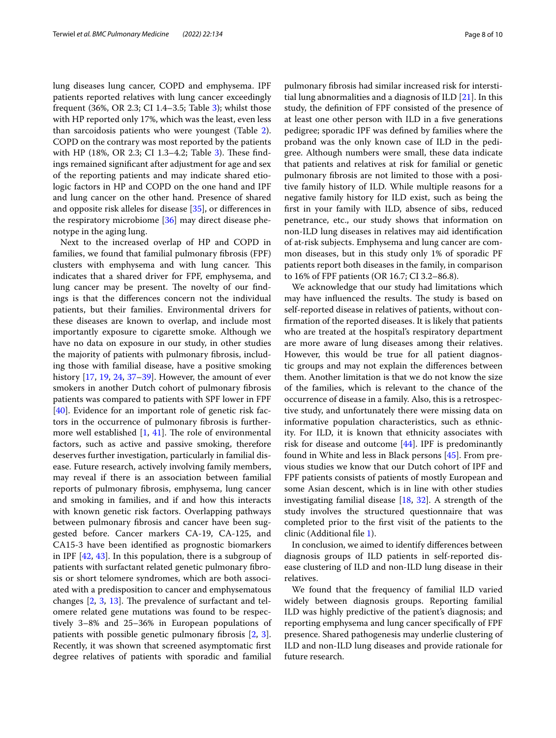lung diseases lung cancer, COPD and emphysema. IPF patients reported relatives with lung cancer exceedingly frequent (36%, OR 2.3; CI 1.4–3.5; Table 3); whilst those with HP reported only 17%, which was the least, even less than sarcoidosis patients who were youngest (Table 2). COPD on the contrary was most reported by the patients with HP (18%, OR 2.3; CI 1.3–4.2; Table 3). These findings remained significant after adjustment for age and sex of the reporting patients and may indicate shared etiologic factors in HP and COPD on the one hand and IPF and lung cancer on the other hand. Presence of shared and opposite risk alleles for disease [35], or differences in the respiratory microbiome [36] may direct disease phenotype in the aging lung.

Next to the increased overlap of HP and COPD in families, we found that familial pulmonary fibrosis (FPF) clusters with emphysema and with lung cancer. This indicates that a shared driver for FPF, emphysema, and lung cancer may be present. The novelty of our findings is that the differences concern not the individual patients, but their families. Environmental drivers for these diseases are known to overlap, and include most importantly exposure to cigarette smoke. Although we have no data on exposure in our study, in other studies the majority of patients with pulmonary fibrosis, including those with familial disease, have a positive smoking history [17, 19, 24, 37–39]. However, the amount of ever smokers in another Dutch cohort of pulmonary fibrosis patients was compared to patients with SPF lower in FPF [40]. Evidence for an important role of genetic risk factors in the occurrence of pulmonary fibrosis is furthermore well established [1, 41]. The role of environmental factors, such as active and passive smoking, therefore deserves further investigation, particularly in familial disease. Future research, actively involving family members, may reveal if there is an association between familial reports of pulmonary fibrosis, emphysema, lung cancer and smoking in families, and if and how this interacts with known genetic risk factors. Overlapping pathways between pulmonary fibrosis and cancer have been suggested before. Cancer markers CA-19, CA-125, and CA15-3 have been identified as prognostic biomarkers in IPF [42, 43]. In this population, there is a subgroup of patients with surfactant related genetic pulmonary fibrosis or short telomere syndromes, which are both associated with a predisposition to cancer and emphysematous changes [2, 3, 13]. The prevalence of surfactant and telomere related gene mutations was found to be respectively 3–8% and 25–36% in European populations of patients with possible genetic pulmonary fibrosis [2, 3]. Recently, it was shown that screened asymptomatic first degree relatives of patients with sporadic and familial pulmonary fibrosis had similar increased risk for interstitial lung abnormalities and a diagnosis of ILD [21]. In this study, the definition of FPF consisted of the presence of at least one other person with ILD in a five generations pedigree; sporadic IPF was defined by families where the proband was the only known case of ILD in the pedigree. Although numbers were small, these data indicate that patients and relatives at risk for familial or genetic pulmonary fibrosis are not limited to those with a positive family history of ILD. While multiple reasons for a negative family history for ILD exist, such as being the first in your family with ILD, absence of sibs, reduced penetrance, etc., our study shows that information on non-ILD lung diseases in relatives may aid identification of at-risk subjects. Emphysema and lung cancer are common diseases, but in this study only 1% of sporadic PF patients report both diseases in the family, in comparison to 16% of FPF patients (OR 16.7; CI 3.2–86.8).

We acknowledge that our study had limitations which may have influenced the results. The study is based on self-reported disease in relatives of patients, without confirmation of the reported diseases. It is likely that patients who are treated at the hospital's respiratory department are more aware of lung diseases among their relatives. However, this would be true for all patient diagnostic groups and may not explain the differences between them. Another limitation is that we do not know the size of the families, which is relevant to the chance of the occurrence of disease in a family. Also, this is a retrospective study, and unfortunately there were missing data on informative population characteristics, such as ethnicity. For ILD, it is known that ethnicity associates with risk for disease and outcome [44]. IPF is predominantly found in White and less in Black persons [45]. From previous studies we know that our Dutch cohort of IPF and FPF patients consists of patients of mostly European and some Asian descent, which is in line with other studies investigating familial disease [18, 32]. A strength of the study involves the structured questionnaire that was completed prior to the first visit of the patients to the clinic (Additional file 1).

In conclusion, we aimed to identify differences between diagnosis groups of ILD patients in self-reported disease clustering of ILD and non-ILD lung disease in their relatives.

We found that the frequency of familial ILD varied widely between diagnosis groups. Reporting familial ILD was highly predictive of the patient's diagnosis; and reporting emphysema and lung cancer specifically of FPF presence. Shared pathogenesis may underlie clustering of ILD and non-ILD lung diseases and provide rationale for future research.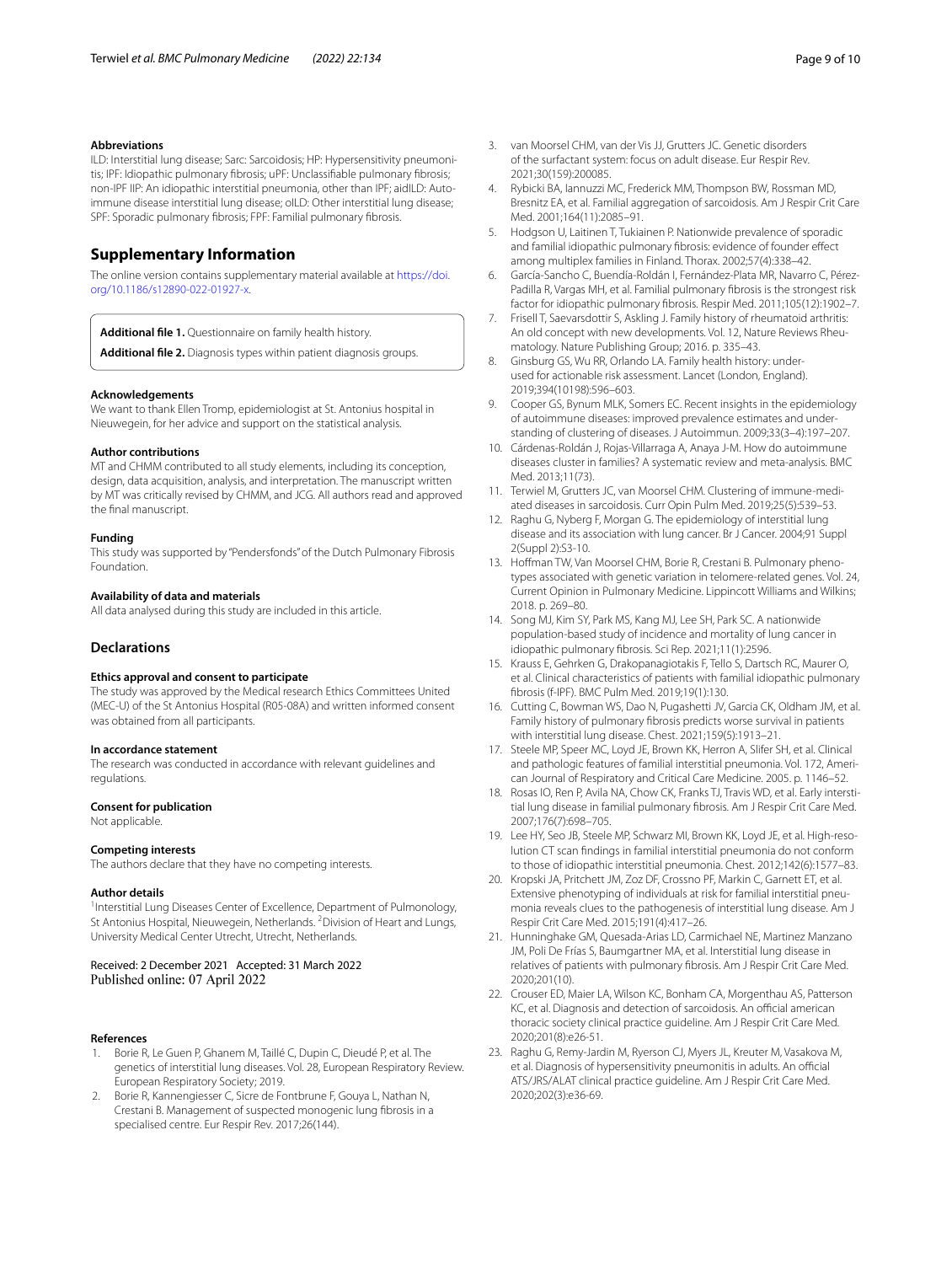#### Abbreviations

ILD: Interstitial lung disease; Sarc: Sarcoidosis; HP: Hypersensitivity pneumonitis; IPF: Idiopathic pulmonary fibrosis; uPF: Unclassifiable pulmonary fibrosis; non-IPF IIP: An idiopathic interstitial pneumonia, other than IPF; aidILD: Autoimmune disease interstitial lung disease; oILD: Other interstitial lung disease; SPF: Sporadic pulmonary fibrosis; FPF: Familial pulmonary fibrosis.

## Supplementary Information

The online version contains supplementary material available at https://doi.org/10.1186/s12890-022-01927-x.

**Additional file 1.** Questionnaire on family health history.

**Additional file 2.** Diagnosis types within patient diagnosis groups.

#### Acknowledgements

We want to thank Ellen Tromp, epidemiologist at St. Antonius hospital in Nieuwegein, for her advice and support on the statistical analysis.

#### Author contributions

MT and CHMM contributed to all study elements, including its conception, design, data acquisition, analysis, and interpretation. The manuscript written by MT was critically revised by CHMM, and JCG. All authors read and approved the final manuscript.

#### Funding

This study was supported by "Pendersfonds" of the Dutch Pulmonary Fibrosis Foundation.

#### Availability of data and materials

All data analysed during this study are included in this article.

## Declarations

#### Ethics approval and consent to participate

The study was approved by the Medical research Ethics Committees United (MEC-U) of the St Antonius Hospital (R05-08A) and written informed consent was obtained from all participants.

#### In accordance statement

The research was conducted in accordance with relevant guidelines and regulations.

#### Consent for publication

Not applicable.

#### Competing interests

The authors declare that they have no competing interests.

#### Author details

[1]Interstitial Lung Diseases Center of Excellence, Department of Pulmonology, St Antonius Hospital, Nieuwegein, Netherlands. [2]Division of Heart and Lungs, University Medical Center Utrecht, Utrecht, Netherlands.

Received: 2 December 2021 Accepted: 31 March 2022
Published online: 07 April 2022

#### References

1. Borie R, Le Guen P, Ghanem M, Taillé C, Dupin C, Dieudé P, et al. The genetics of interstitial lung diseases. Vol. 28, European Respiratory Review. European Respiratory Society; 2019.
2. Borie R, Kannengiesser C, Sicre de Fontbrune F, Gouya L, Nathan N, Crestani B. Management of suspected monogenic lung fibrosis in a specialised centre. Eur Respir Rev. 2017;26(144).
3. van Moorsel CHM, van der Vis JJ, Grutters JC. Genetic disorders of the surfactant system: focus on adult disease. Eur Respir Rev. 2021;30(159):200085.
4. Rybicki BA, Iannuzzi MC, Frederick MM, Thompson BW, Rossman MD, Bresnitz EA, et al. Familial aggregation of sarcoidosis. Am J Respir Crit Care Med. 2001;164(11):2085–91.
5. Hodgson U, Laitinen T, Tukiainen P. Nationwide prevalence of sporadic and familial idiopathic pulmonary fibrosis: evidence of founder effect among multiplex families in Finland. Thorax. 2002;57(4):338–42.
6. García-Sancho C, Buendía-Roldán I, Fernández-Plata MR, Navarro C, Pérez-Padilla R, Vargas MH, et al. Familial pulmonary fibrosis is the strongest risk factor for idiopathic pulmonary fibrosis. Respir Med. 2011;105(12):1902–7.
7. Frisell T, Saevarsdottir S, Askling J. Family history of rheumatoid arthritis: An old concept with new developments. Vol. 12, Nature Reviews Rheumatology. Nature Publishing Group; 2016. p. 335–43.
8. Ginsburg GS, Wu RR, Orlando LA. Family health history: underused for actionable risk assessment. Lancet (London, England). 2019;394(10198):596–603.
9. Cooper GS, Bynum MLK, Somers EC. Recent insights in the epidemiology of autoimmune diseases: improved prevalence estimates and understanding of clustering of diseases. J Autoimmun. 2009;33(3–4):197–207.
10. Cárdenas-Roldán J, Rojas-Villarraga A, Anaya J-M. How do autoimmune diseases cluster in families? A systematic review and meta-analysis. BMC Med. 2013;11(73).
11. Terwiel M, Grutters JC, van Moorsel CHM. Clustering of immune-mediated diseases in sarcoidosis. Curr Opin Pulm Med. 2019;25(5):539–53.
12. Raghu G, Nyberg F, Morgan G. The epidemiology of interstitial lung disease and its association with lung cancer. Br J Cancer. 2004;91 Suppl 2(Suppl 2):S3-10.
13. Hoffman TW, Van Moorsel CHM, Borie R, Crestani B. Pulmonary phenotypes associated with genetic variation in telomere-related genes. Vol. 24, Current Opinion in Pulmonary Medicine. Lippincott Williams and Wilkins; 2018. p. 269–80.
14. Song MJ, Kim SY, Park MS, Kang MJ, Lee SH, Park SC. A nationwide population-based study of incidence and mortality of lung cancer in idiopathic pulmonary fibrosis. Sci Rep. 2021;11(1):2596.
15. Krauss E, Gehrken G, Drakopanagiotakis F, Tello S, Dartsch RC, Maurer O, et al. Clinical characteristics of patients with familial idiopathic pulmonary fibrosis (f-IPF). BMC Pulm Med. 2019;19(1):130.
16. Cutting C, Bowman WS, Dao N, Pugashetti JV, Garcia CK, Oldham JM, et al. Family history of pulmonary fibrosis predicts worse survival in patients with interstitial lung disease. Chest. 2021;159(5):1913–21.
17. Steele MP, Speer MC, Loyd JE, Brown KK, Herron A, Slifer SH, et al. Clinical and pathologic features of familial interstitial pneumonia. Vol. 172, American Journal of Respiratory and Critical Care Medicine. 2005. p. 1146–52.
18. Rosas IO, Ren P, Avila NA, Chow CK, Franks TJ, Travis WD, et al. Early interstitial lung disease in familial pulmonary fibrosis. Am J Respir Crit Care Med. 2007;176(7):698–705.
19. Lee HY, Seo JB, Steele MP, Schwarz MI, Brown KK, Loyd JE, et al. High-resolution CT scan findings in familial interstitial pneumonia do not conform to those of idiopathic interstitial pneumonia. Chest. 2012;142(6):1577–83.
20. Kropski JA, Pritchett JM, Zoz DF, Crossno PF, Markin C, Garnett ET, et al. Extensive phenotyping of individuals at risk for familial interstitial pneumonia reveals clues to the pathogenesis of interstitial lung disease. Am J Respir Crit Care Med. 2015;191(4):417–26.
21. Hunninghake GM, Quesada-Arias LD, Carmichael NE, Martinez Manzano JM, Poli De Frías S, Baumgartner MA, et al. Interstitial lung disease in relatives of patients with pulmonary fibrosis. Am J Respir Crit Care Med. 2020;201(10).
22. Crouser ED, Maier LA, Wilson KC, Bonham CA, Morgenthau AS, Patterson KC, et al. Diagnosis and detection of sarcoidosis. An official american thoracic society clinical practice guideline. Am J Respir Crit Care Med. 2020;201(8):e26-51.
23. Raghu G, Remy-Jardin M, Ryerson CJ, Myers JL, Kreuter M, Vasakova M, et al. Diagnosis of hypersensitivity pneumonitis in adults. An official ATS/JRS/ALAT clinical practice guideline. Am J Respir Crit Care Med. 2020;202(3):e36-69.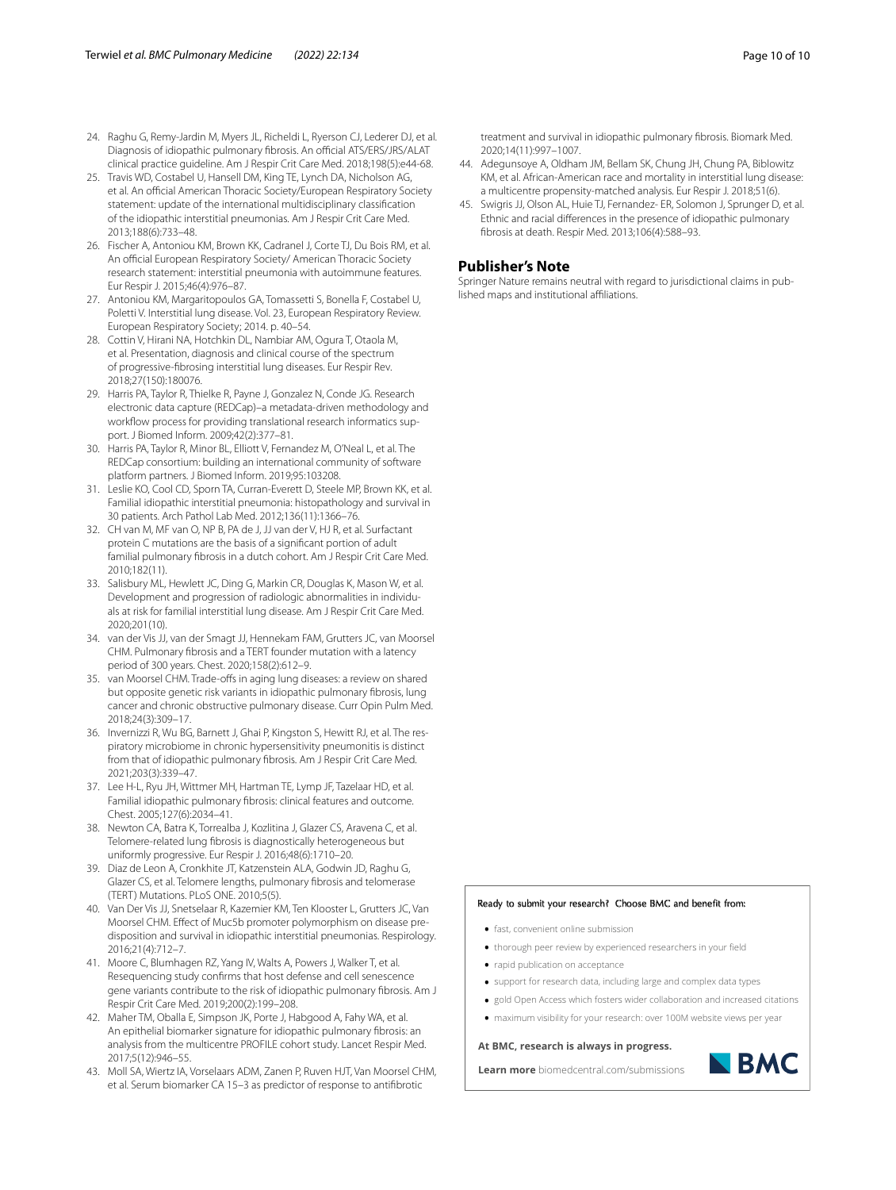24. Raghu G, Remy-Jardin M, Myers JL, Richeldi L, Ryerson CJ, Lederer DJ, et al. Diagnosis of idiopathic pulmonary fibrosis. An official ATS/ERS/JRS/ALAT clinical practice guideline. Am J Respir Crit Care Med. 2018;198(5):e44-68.
25. Travis WD, Costabel U, Hansell DM, King TE, Lynch DA, Nicholson AG, et al. An official American Thoracic Society/European Respiratory Society statement: update of the international multidisciplinary classification of the idiopathic interstitial pneumonias. Am J Respir Crit Care Med. 2013;188(6):733–48.
26. Fischer A, Antoniou KM, Brown KK, Cadranel J, Corte TJ, Du Bois RM, et al. An official European Respiratory Society/ American Thoracic Society research statement: interstitial pneumonia with autoimmune features. Eur Respir J. 2015;46(4):976–87.
27. Antoniou KM, Margaritopoulos GA, Tomassetti S, Bonella F, Costabel U, Poletti V. Interstitial lung disease. Vol. 23, European Respiratory Review. European Respiratory Society; 2014. p. 40–54.
28. Cottin V, Hirani NA, Hotchkin DL, Nambiar AM, Ogura T, Otaola M, et al. Presentation, diagnosis and clinical course of the spectrum of progressive-fibrosing interstitial lung diseases. Eur Respir Rev. 2018;27(150):180076.
29. Harris PA, Taylor R, Thielke R, Payne J, Gonzalez N, Conde JG. Research electronic data capture (REDCap)–a metadata-driven methodology and workflow process for providing translational research informatics support. J Biomed Inform. 2009;42(2):377–81.
30. Harris PA, Taylor R, Minor BL, Elliott V, Fernandez M, O'Neal L, et al. The REDCap consortium: building an international community of software platform partners. J Biomed Inform. 2019;95:103208.
31. Leslie KO, Cool CD, Sporn TA, Curran-Everett D, Steele MP, Brown KK, et al. Familial idiopathic interstitial pneumonia: histopathology and survival in 30 patients. Arch Pathol Lab Med. 2012;136(11):1366–76.
32. CH van M, MF van O, NP B, PA de J, JJ van der V, HJ R, et al. Surfactant protein C mutations are the basis of a significant portion of adult familial pulmonary fibrosis in a dutch cohort. Am J Respir Crit Care Med. 2010;182(11).
33. Salisbury ML, Hewlett JC, Ding G, Markin CR, Douglas K, Mason W, et al. Development and progression of radiologic abnormalities in individuals at risk for familial interstitial lung disease. Am J Respir Crit Care Med. 2020;201(10).
34. van der Vis JJ, van der Smagt JJ, Hennekam FAM, Grutters JC, van Moorsel CHM. Pulmonary fibrosis and a TERT founder mutation with a latency period of 300 years. Chest. 2020;158(2):612–9.
35. van Moorsel CHM. Trade-offs in aging lung diseases: a review on shared but opposite genetic risk variants in idiopathic pulmonary fibrosis, lung cancer and chronic obstructive pulmonary disease. Curr Opin Pulm Med. 2018;24(3):309–17.
36. Invernizzi R, Wu BG, Barnett J, Ghai P, Kingston S, Hewitt RJ, et al. The respiratory microbiome in chronic hypersensitivity pneumonitis is distinct from that of idiopathic pulmonary fibrosis. Am J Respir Crit Care Med. 2021;203(3):339–47.
37. Lee H-L, Ryu JH, Wittmer MH, Hartman TE, Lymp JF, Tazelaar HD, et al. Familial idiopathic pulmonary fibrosis: clinical features and outcome. Chest. 2005;127(6):2034–41.
38. Newton CA, Batra K, Torrealba J, Kozlitina J, Glazer CS, Aravena C, et al. Telomere-related lung fibrosis is diagnostically heterogeneous but uniformly progressive. Eur Respir J. 2016;48(6):1710–20.
39. Diaz de Leon A, Cronkhite JT, Katzenstein ALA, Godwin JD, Raghu G, Glazer CS, et al. Telomere lengths, pulmonary fibrosis and telomerase (TERT) Mutations. PLoS ONE. 2010;5(5).
40. Van Der Vis JJ, Snetselaar R, Kazemier KM, Ten Klooster L, Grutters JC, Van Moorsel CHM. Effect of Muc5b promoter polymorphism on disease predisposition and survival in idiopathic interstitial pneumonias. Respirology. 2016;21(4):712–7.
41. Moore C, Blumhagen RZ, Yang IV, Walts A, Powers J, Walker T, et al. Resequencing study confirms that host defense and cell senescence gene variants contribute to the risk of idiopathic pulmonary fibrosis. Am J Respir Crit Care Med. 2019;200(2):199–208.
42. Maher TM, Oballa E, Simpson JK, Porte J, Habgood A, Fahy WA, et al. An epithelial biomarker signature for idiopathic pulmonary fibrosis: an analysis from the multicentre PROFILE cohort study. Lancet Respir Med. 2017;5(12):946–55.
43. Moll SA, Wiertz IA, Vorselaars ADM, Zanen P, Ruven HJT, Van Moorsel CHM, et al. Serum biomarker CA 15–3 as predictor of response to antifibrotic treatment and survival in idiopathic pulmonary fibrosis. Biomark Med. 2020;14(11):997–1007.
44. Adegunsoye A, Oldham JM, Bellam SK, Chung JH, Chung PA, Biblowitz KM, et al. African-American race and mortality in interstitial lung disease: a multicentre propensity-matched analysis. Eur Respir J. 2018;51(6).
45. Swigris JJ, Olson AL, Huie TJ, Fernandez- ER, Solomon J, Sprunger D, et al. Ethnic and racial differences in the presence of idiopathic pulmonary fibrosis at death. Respir Med. 2013;106(4):588–93.

## Publisher's Note

Springer Nature remains neutral with regard to jurisdictional claims in published maps and institutional affiliations.

Ready to submit your research? Choose BMC and benefit from:

- fast, convenient online submission
- thorough peer review by experienced researchers in your field
- rapid publication on acceptance
- support for research data, including large and complex data types
- gold Open Access which fosters wider collaboration and increased citations
- maximum visibility for your research: over 100M website views per year

**At BMC, research is always in progress.**

**Learn more** biomedcentral.com/submissions

BMC